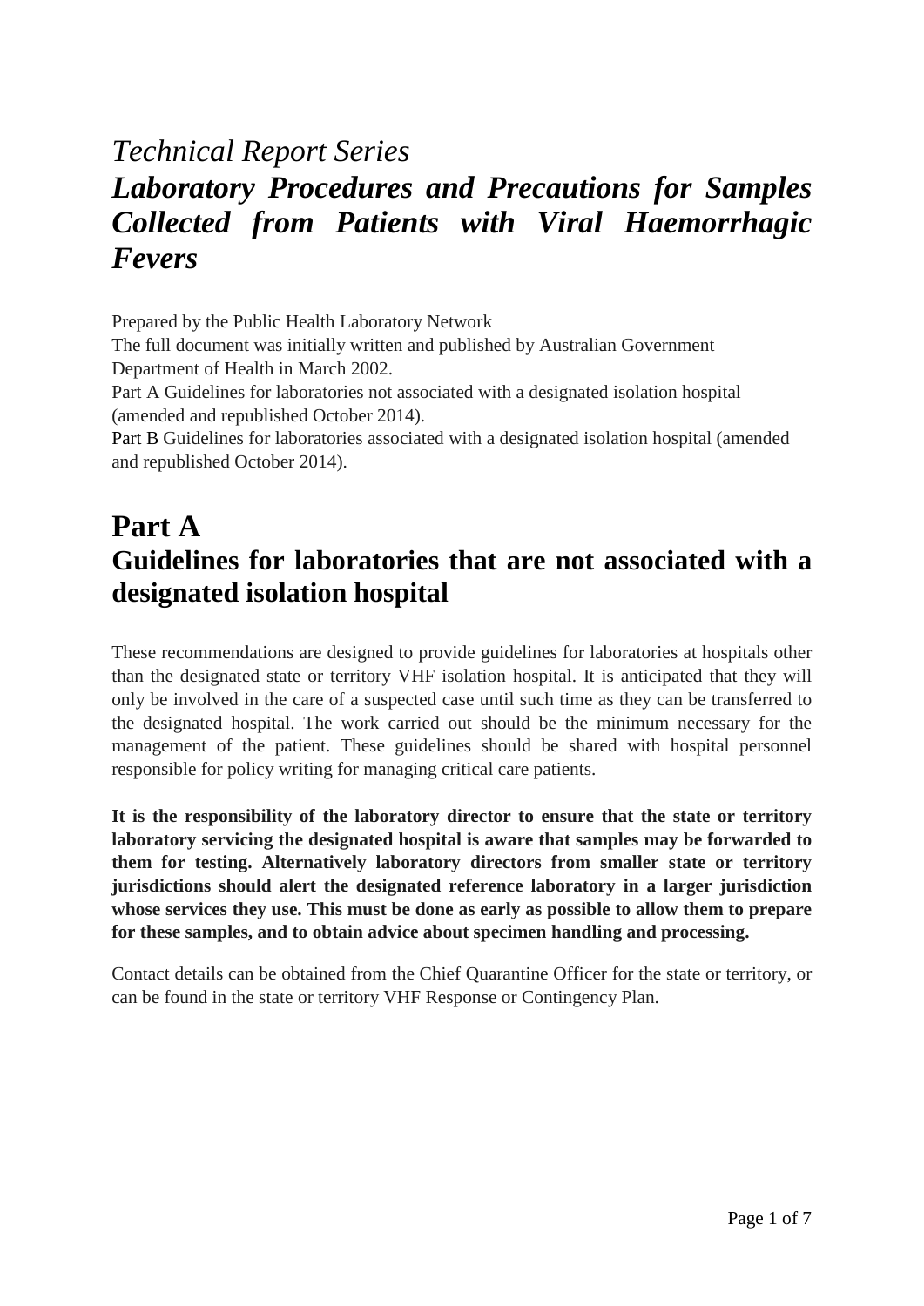*Technical Report Series*

# *Laboratory Procedures and Precautions for Samples Collected from Patients with Viral Haemorrhagic Fevers*

Prepared by the Public Health Laboratory Network

The full document was initially written and published by Australian Government Department of Health in March 2002.

Part A Guidelines for laboratories not associated with a designated isolation hospital (amended and republished October 2014).

Part B Guidelines for laboratories associated with a designated isolation hospital (amended and republished October 2014).

# Part A

## Guidelines for laboratories that are not associated with a designated isolation hospital

These recommendations are designed to provide guidelines for laboratories at hospitals other than the designated state or territory VHF isolation hospital. It is anticipated that they will only be involved in the care of a suspected case until such time as they can be transferred to the designated hospital. The work carried out should be the minimum necessary for the management of the patient. These guidelines should be shared with hospital personnel responsible for policy writing for managing critical care patients.

**It is the responsibility of the laboratory director to ensure that the state or territory laboratory servicing the designated hospital is aware that samples may be forwarded to them for testing. Alternatively laboratory directors from smaller state or territory jurisdictions should alert the designated reference laboratory in a larger jurisdiction whose services they use. This must be done as early as possible to allow them to prepare for these samples, and to obtain advice about specimen handling and processing.**

Contact details can be obtained from the Chief Quarantine Officer for the state or territory, or can be found in the state or territory VHF Response or Contingency Plan.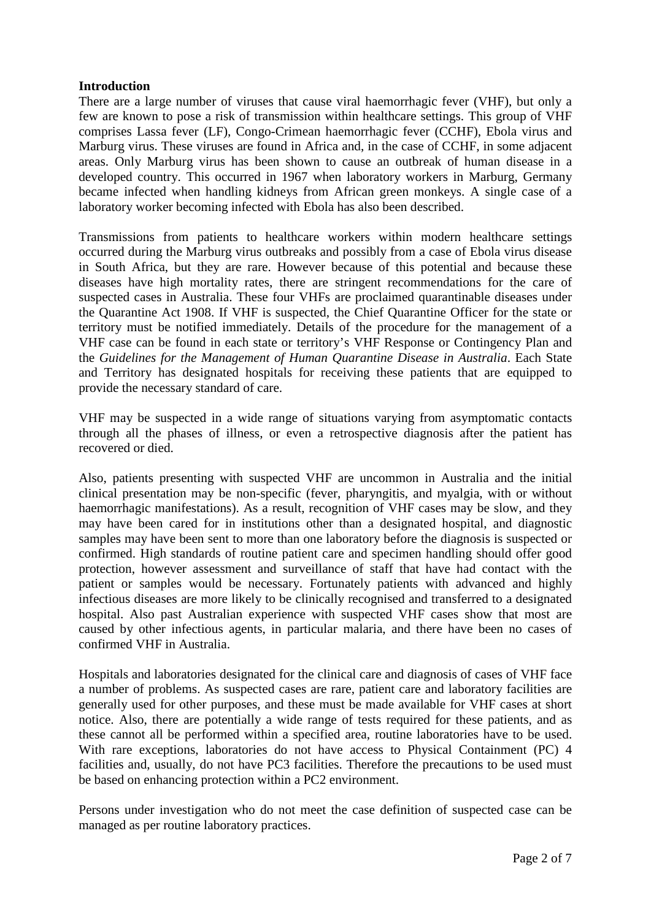**Introduction**

There are a large number of viruses that cause viral haemorrhagic fever (VHF), but only a few are known to pose a risk of transmission within healthcare settings. This group of VHF comprises Lassa fever (LF), Congo-Crimean haemorrhagic fever (CCHF), Ebola virus and Marburg virus. These viruses are found in Africa and, in the case of CCHF, in some adjacent areas. Only Marburg virus has been shown to cause an outbreak of human disease in a developed country. This occurred in 1967 when laboratory workers in Marburg, Germany became infected when handling kidneys from African green monkeys. A single case of a laboratory worker becoming infected with Ebola has also been described.

Transmissions from patients to healthcare workers within modern healthcare settings occurred during the Marburg virus outbreaks and possibly from a case of Ebola virus disease in South Africa, but they are rare. However because of this potential and because these diseases have high mortality rates, there are stringent recommendations for the care of suspected cases in Australia. These four VHFs are proclaimed quarantinable diseases under the Quarantine Act 1908. If VHF is suspected, the Chief Quarantine Officer for the state or territory must be notified immediately. Details of the procedure for the management of a VHF case can be found in each state or territory's VHF Response or Contingency Plan and the *Guidelines for the Management of Human Quarantine Disease in Australia*. Each State and Territory has designated hospitals for receiving these patients that are equipped to provide the necessary standard of care.

VHF may be suspected in a wide range of situations varying from asymptomatic contacts through all the phases of illness, or even a retrospective diagnosis after the patient has recovered or died.

Also, patients presenting with suspected VHF are uncommon in Australia and the initial clinical presentation may be non-specific (fever, pharyngitis, and myalgia, with or without haemorrhagic manifestations). As a result, recognition of VHF cases may be slow, and they may have been cared for in institutions other than a designated hospital, and diagnostic samples may have been sent to more than one laboratory before the diagnosis is suspected or confirmed. High standards of routine patient care and specimen handling should offer good protection, however assessment and surveillance of staff that have had contact with the patient or samples would be necessary. Fortunately patients with advanced and highly infectious diseases are more likely to be clinically recognised and transferred to a designated hospital. Also past Australian experience with suspected VHF cases show that most are caused by other infectious agents, in particular malaria, and there have been no cases of confirmed VHF in Australia.

Hospitals and laboratories designated for the clinical care and diagnosis of cases of VHF face a number of problems. As suspected cases are rare, patient care and laboratory facilities are generally used for other purposes, and these must be made available for VHF cases at short notice. Also, there are potentially a wide range of tests required for these patients, and as these cannot all be performed within a specified area, routine laboratories have to be used. With rare exceptions, laboratories do not have access to Physical Containment (PC) 4 facilities and, usually, do not have PC3 facilities. Therefore the precautions to be used must be based on enhancing protection within a PC2 environment.

Persons under investigation who do not meet the case definition of suspected case can be managed as per routine laboratory practices.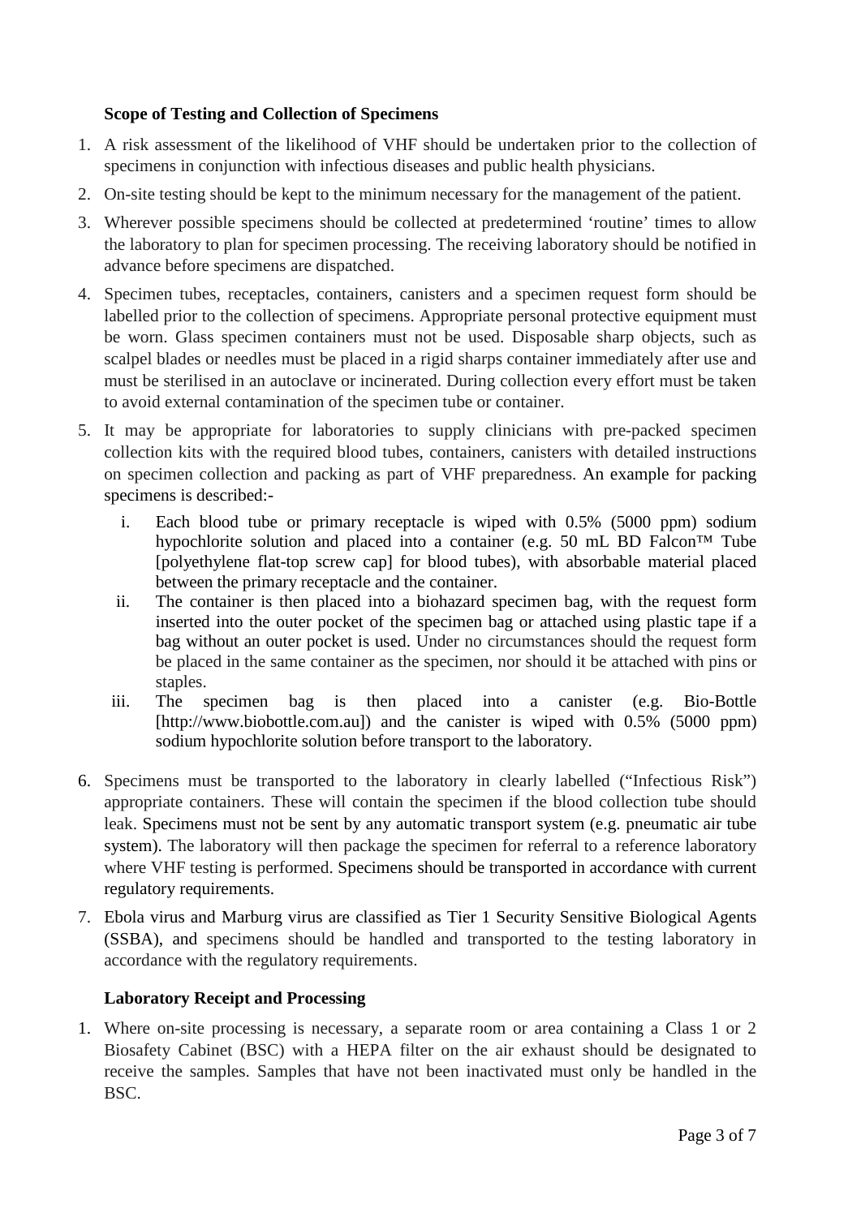## Scope of Testing and Collection of Specimens

1. A risk assessment of the likelihood of VHF should be undertaken prior to the collection of specimens in conjunction with infectious diseases and public health physicians.
2. On-site testing should be kept to the minimum necessary for the management of the patient.
3. Wherever possible specimens should be collected at predetermined 'routine' times to allow the laboratory to plan for specimen processing. The receiving laboratory should be notified in advance before specimens are dispatched.
4. Specimen tubes, receptacles, containers, canisters and a specimen request form should be labelled prior to the collection of specimens. Appropriate personal protective equipment must be worn. Glass specimen containers must not be used. Disposable sharp objects, such as scalpel blades or needles must be placed in a rigid sharps container immediately after use and must be sterilised in an autoclave or incinerated. During collection every effort must be taken to avoid external contamination of the specimen tube or container.
5. It may be appropriate for laboratories to supply clinicians with pre-packed specimen collection kits with the required blood tubes, containers, canisters with detailed instructions on specimen collection and packing as part of VHF preparedness. An example for packing specimens is described:-
   i. Each blood tube or primary receptacle is wiped with 0.5% (5000 ppm) sodium hypochlorite solution and placed into a container (e.g. 50 mL BD Falcon™ Tube [polyethylene flat-top screw cap] for blood tubes), with absorbable material placed between the primary receptacle and the container.
   ii. The container is then placed into a biohazard specimen bag, with the request form inserted into the outer pocket of the specimen bag or attached using plastic tape if a bag without an outer pocket is used. Under no circumstances should the request form be placed in the same container as the specimen, nor should it be attached with pins or staples.
   iii. The specimen bag is then placed into a canister (e.g. Bio-Bottle [http://www.biobottle.com.au]) and the canister is wiped with 0.5% (5000 ppm) sodium hypochlorite solution before transport to the laboratory.
6. Specimens must be transported to the laboratory in clearly labelled ("Infectious Risk") appropriate containers. These will contain the specimen if the blood collection tube should leak. Specimens must not be sent by any automatic transport system (e.g. pneumatic air tube system). The laboratory will then package the specimen for referral to a reference laboratory where VHF testing is performed. Specimens should be transported in accordance with current regulatory requirements.
7. Ebola virus and Marburg virus are classified as Tier 1 Security Sensitive Biological Agents (SSBA), and specimens should be handled and transported to the testing laboratory in accordance with the regulatory requirements.

## Laboratory Receipt and Processing

1. Where on-site processing is necessary, a separate room or area containing a Class 1 or 2 Biosafety Cabinet (BSC) with a HEPA filter on the air exhaust should be designated to receive the samples. Samples that have not been inactivated must only be handled in the BSC.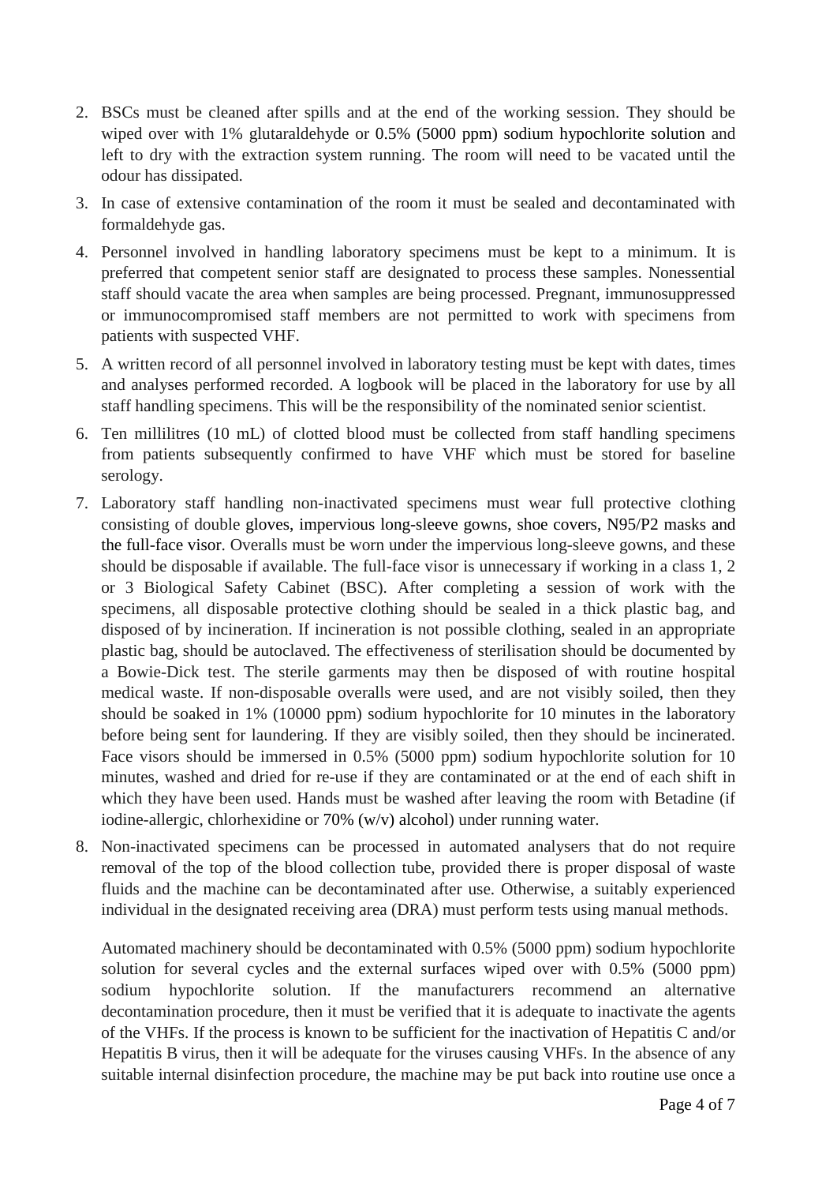2. BSCs must be cleaned after spills and at the end of the working session. They should be wiped over with 1% glutaraldehyde or 0.5% (5000 ppm) sodium hypochlorite solution and left to dry with the extraction system running. The room will need to be vacated until the odour has dissipated.
3. In case of extensive contamination of the room it must be sealed and decontaminated with formaldehyde gas.
4. Personnel involved in handling laboratory specimens must be kept to a minimum. It is preferred that competent senior staff are designated to process these samples. Nonessential staff should vacate the area when samples are being processed. Pregnant, immunosuppressed or immunocompromised staff members are not permitted to work with specimens from patients with suspected VHF.
5. A written record of all personnel involved in laboratory testing must be kept with dates, times and analyses performed recorded. A logbook will be placed in the laboratory for use by all staff handling specimens. This will be the responsibility of the nominated senior scientist.
6. Ten millilitres (10 mL) of clotted blood must be collected from staff handling specimens from patients subsequently confirmed to have VHF which must be stored for baseline serology.
7. Laboratory staff handling non-inactivated specimens must wear full protective clothing consisting of double gloves, impervious long-sleeve gowns, shoe covers, N95/P2 masks and the full-face visor. Overalls must be worn under the impervious long-sleeve gowns, and these should be disposable if available. The full-face visor is unnecessary if working in a class 1, 2 or 3 Biological Safety Cabinet (BSC). After completing a session of work with the specimens, all disposable protective clothing should be sealed in a thick plastic bag, and disposed of by incineration. If incineration is not possible clothing, sealed in an appropriate plastic bag, should be autoclaved. The effectiveness of sterilisation should be documented by a Bowie-Dick test. The sterile garments may then be disposed of with routine hospital medical waste. If non-disposable overalls were used, and are not visibly soiled, then they should be soaked in 1% (10000 ppm) sodium hypochlorite for 10 minutes in the laboratory before being sent for laundering. If they are visibly soiled, then they should be incinerated. Face visors should be immersed in 0.5% (5000 ppm) sodium hypochlorite solution for 10 minutes, washed and dried for re-use if they are contaminated or at the end of each shift in which they have been used. Hands must be washed after leaving the room with Betadine (if iodine-allergic, chlorhexidine or 70% (w/v) alcohol) under running water.
8. Non-inactivated specimens can be processed in automated analysers that do not require removal of the top of the blood collection tube, provided there is proper disposal of waste fluids and the machine can be decontaminated after use. Otherwise, a suitably experienced individual in the designated receiving area (DRA) must perform tests using manual methods.

   Automated machinery should be decontaminated with 0.5% (5000 ppm) sodium hypochlorite solution for several cycles and the external surfaces wiped over with 0.5% (5000 ppm) sodium hypochlorite solution. If the manufacturers recommend an alternative decontamination procedure, then it must be verified that it is adequate to inactivate the agents of the VHFs. If the process is known to be sufficient for the inactivation of Hepatitis C and/or Hepatitis B virus, then it will be adequate for the viruses causing VHFs. In the absence of any suitable internal disinfection procedure, the machine may be put back into routine use once a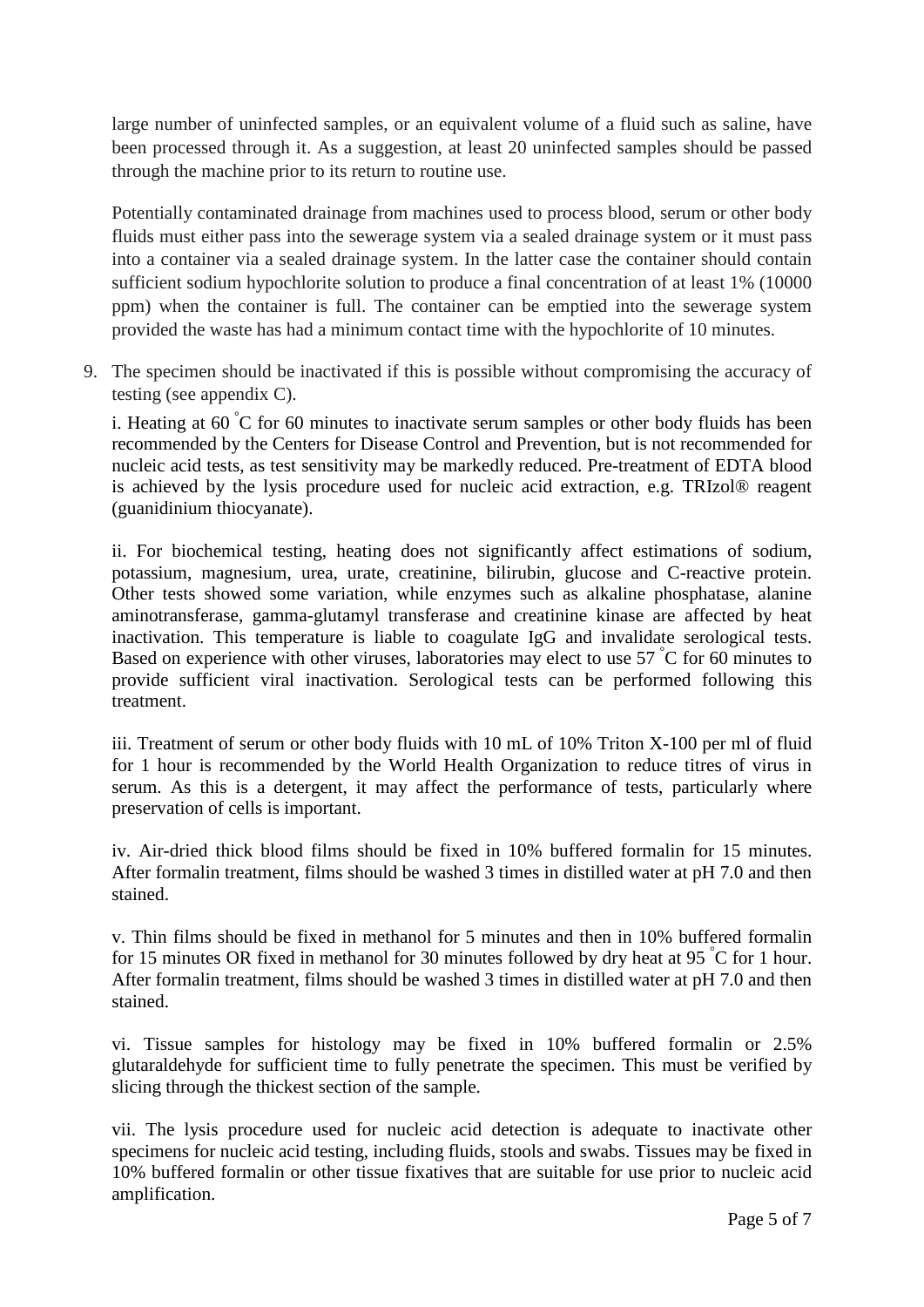large number of uninfected samples, or an equivalent volume of a fluid such as saline, have been processed through it. As a suggestion, at least 20 uninfected samples should be passed through the machine prior to its return to routine use.

Potentially contaminated drainage from machines used to process blood, serum or other body fluids must either pass into the sewerage system via a sealed drainage system or it must pass into a container via a sealed drainage system. In the latter case the container should contain sufficient sodium hypochlorite solution to produce a final concentration of at least 1% (10000 ppm) when the container is full. The container can be emptied into the sewerage system provided the waste has had a minimum contact time with the hypochlorite of 10 minutes.

9. The specimen should be inactivated if this is possible without compromising the accuracy of testing (see appendix C).

   i. Heating at 60 °C for 60 minutes to inactivate serum samples or other body fluids has been recommended by the Centers for Disease Control and Prevention, but is not recommended for nucleic acid tests, as test sensitivity may be markedly reduced. Pre-treatment of EDTA blood is achieved by the lysis procedure used for nucleic acid extraction, e.g. TRIzol® reagent (guanidinium thiocyanate).

   ii. For biochemical testing, heating does not significantly affect estimations of sodium, potassium, magnesium, urea, urate, creatinine, bilirubin, glucose and C-reactive protein. Other tests showed some variation, while enzymes such as alkaline phosphatase, alanine aminotransferase, gamma-glutamyl transferase and creatinine kinase are affected by heat inactivation. This temperature is liable to coagulate IgG and invalidate serological tests. Based on experience with other viruses, laboratories may elect to use 57 °C for 60 minutes to provide sufficient viral inactivation. Serological tests can be performed following this treatment.

   iii. Treatment of serum or other body fluids with 10 mL of 10% Triton X-100 per ml of fluid for 1 hour is recommended by the World Health Organization to reduce titres of virus in serum. As this is a detergent, it may affect the performance of tests, particularly where preservation of cells is important.

   iv. Air-dried thick blood films should be fixed in 10% buffered formalin for 15 minutes. After formalin treatment, films should be washed 3 times in distilled water at pH 7.0 and then stained.

   v. Thin films should be fixed in methanol for 5 minutes and then in 10% buffered formalin for 15 minutes OR fixed in methanol for 30 minutes followed by dry heat at 95 °C for 1 hour. After formalin treatment, films should be washed 3 times in distilled water at pH 7.0 and then stained.

   vi. Tissue samples for histology may be fixed in 10% buffered formalin or 2.5% glutaraldehyde for sufficient time to fully penetrate the specimen. This must be verified by slicing through the thickest section of the sample.

   vii. The lysis procedure used for nucleic acid detection is adequate to inactivate other specimens for nucleic acid testing, including fluids, stools and swabs. Tissues may be fixed in 10% buffered formalin or other tissue fixatives that are suitable for use prior to nucleic acid amplification.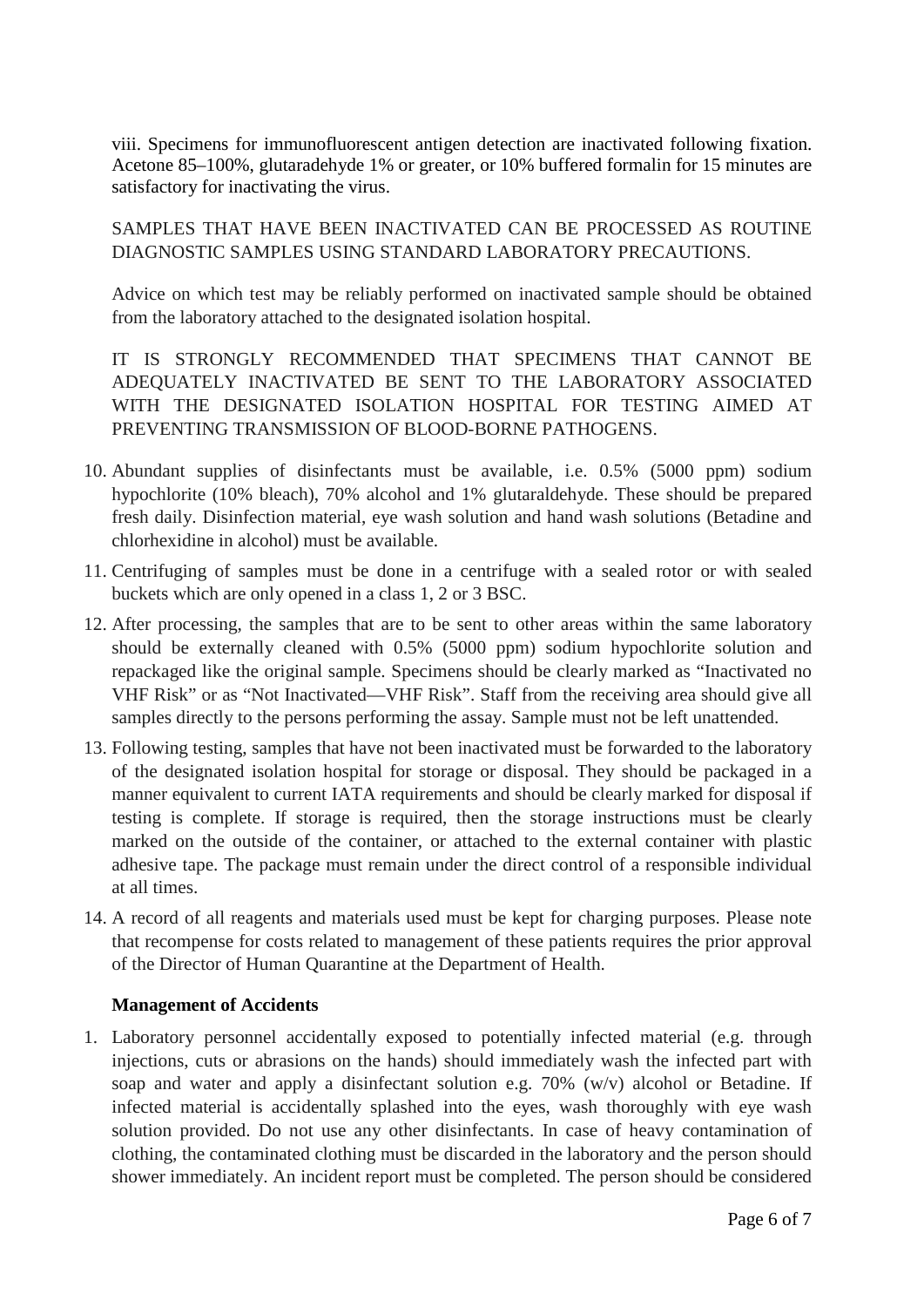viii. Specimens for immunofluorescent antigen detection are inactivated following fixation. Acetone 85–100%, glutaradehyde 1% or greater, or 10% buffered formalin for 15 minutes are satisfactory for inactivating the virus.

SAMPLES THAT HAVE BEEN INACTIVATED CAN BE PROCESSED AS ROUTINE DIAGNOSTIC SAMPLES USING STANDARD LABORATORY PRECAUTIONS.

Advice on which test may be reliably performed on inactivated sample should be obtained from the laboratory attached to the designated isolation hospital.

IT IS STRONGLY RECOMMENDED THAT SPECIMENS THAT CANNOT BE ADEQUATELY INACTIVATED BE SENT TO THE LABORATORY ASSOCIATED WITH THE DESIGNATED ISOLATION HOSPITAL FOR TESTING AIMED AT PREVENTING TRANSMISSION OF BLOOD-BORNE PATHOGENS.

10. Abundant supplies of disinfectants must be available, i.e. 0.5% (5000 ppm) sodium hypochlorite (10% bleach), 70% alcohol and 1% glutaraldehyde. These should be prepared fresh daily. Disinfection material, eye wash solution and hand wash solutions (Betadine and chlorhexidine in alcohol) must be available.
11. Centrifuging of samples must be done in a centrifuge with a sealed rotor or with sealed buckets which are only opened in a class 1, 2 or 3 BSC.
12. After processing, the samples that are to be sent to other areas within the same laboratory should be externally cleaned with 0.5% (5000 ppm) sodium hypochlorite solution and repackaged like the original sample. Specimens should be clearly marked as "Inactivated no VHF Risk" or as "Not Inactivated—VHF Risk". Staff from the receiving area should give all samples directly to the persons performing the assay. Sample must not be left unattended.
13. Following testing, samples that have not been inactivated must be forwarded to the laboratory of the designated isolation hospital for storage or disposal. They should be packaged in a manner equivalent to current IATA requirements and should be clearly marked for disposal if testing is complete. If storage is required, then the storage instructions must be clearly marked on the outside of the container, or attached to the external container with plastic adhesive tape. The package must remain under the direct control of a responsible individual at all times.
14. A record of all reagents and materials used must be kept for charging purposes. Please note that recompense for costs related to management of these patients requires the prior approval of the Director of Human Quarantine at the Department of Health.

**Management of Accidents**

1. Laboratory personnel accidentally exposed to potentially infected material (e.g. through injections, cuts or abrasions on the hands) should immediately wash the infected part with soap and water and apply a disinfectant solution e.g. 70% (w/v) alcohol or Betadine. If infected material is accidentally splashed into the eyes, wash thoroughly with eye wash solution provided. Do not use any other disinfectants. In case of heavy contamination of clothing, the contaminated clothing must be discarded in the laboratory and the person should shower immediately. An incident report must be completed. The person should be considered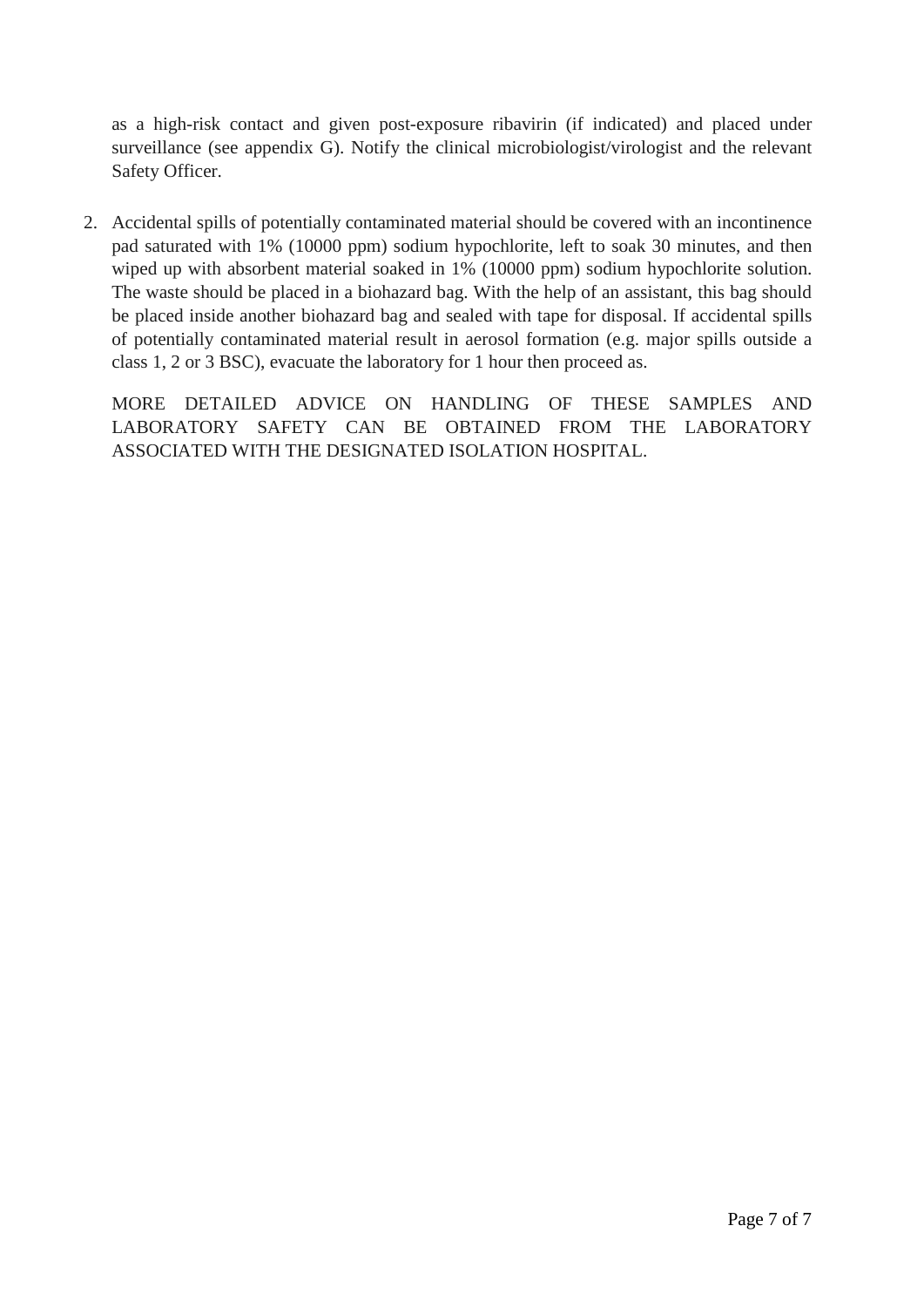as a high-risk contact and given post-exposure ribavirin (if indicated) and placed under surveillance (see appendix G). Notify the clinical microbiologist/virologist and the relevant Safety Officer.

2. Accidental spills of potentially contaminated material should be covered with an incontinence pad saturated with 1% (10000 ppm) sodium hypochlorite, left to soak 30 minutes, and then wiped up with absorbent material soaked in 1% (10000 ppm) sodium hypochlorite solution. The waste should be placed in a biohazard bag. With the help of an assistant, this bag should be placed inside another biohazard bag and sealed with tape for disposal. If accidental spills of potentially contaminated material result in aerosol formation (e.g. major spills outside a class 1, 2 or 3 BSC), evacuate the laboratory for 1 hour then proceed as.

   MORE DETAILED ADVICE ON HANDLING OF THESE SAMPLES AND LABORATORY SAFETY CAN BE OBTAINED FROM THE LABORATORY ASSOCIATED WITH THE DESIGNATED ISOLATION HOSPITAL.